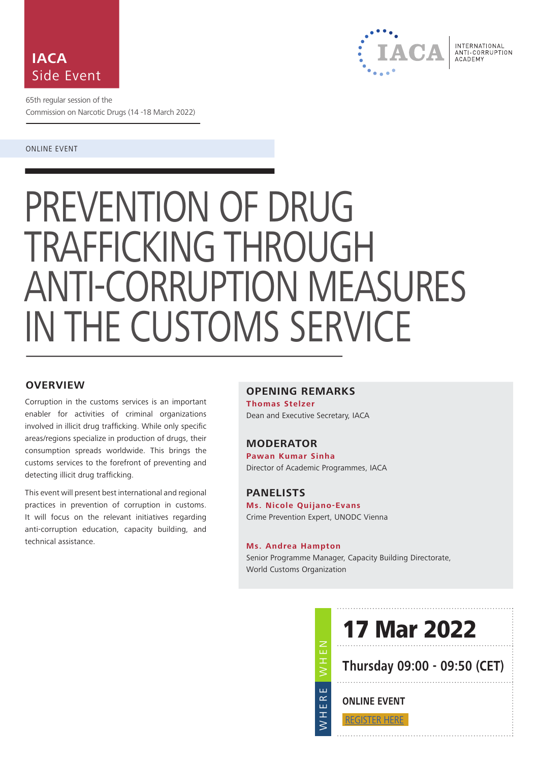**IACA**
Side Event

INTERNATIONAL ANTI-CORRUPTION ACADEMY

65th regular session of the Commission on Narcotic Drugs (14 -18 March 2022)

ONLINE EVENT

# PREVENTION OF DRUG TRAFFICKING THROUGH ANTI-CORRUPTION MEASURES IN THE CUSTOMS SERVICE

## OVERVIEW

Corruption in the customs services is an important enabler for activities of criminal organizations involved in illicit drug trafficking. While only specific areas/regions specialize in production of drugs, their consumption spreads worldwide. This brings the customs services to the forefront of preventing and detecting illicit drug trafficking.

This event will present best international and regional practices in prevention of corruption in customs. It will focus on the relevant initiatives regarding anti-corruption education, capacity building, and technical assistance.

## OPENING REMARKS

**Thomas Stelzer**
Dean and Executive Secretary, IACA

## MODERATOR

**Pawan Kumar Sinha**
Director of Academic Programmes, IACA

## PANELISTS

**Ms. Nicole Quijano-Evans**
Crime Prevention Expert, UNODC Vienna

**Ms. Andrea Hampton**
Senior Programme Manager, Capacity Building Directorate, World Customs Organization

WHEN

**17 Mar 2022**

**Thursday 09:00 - 09:50 (CET)**

WHERE

**ONLINE EVENT**

REGISTER HERE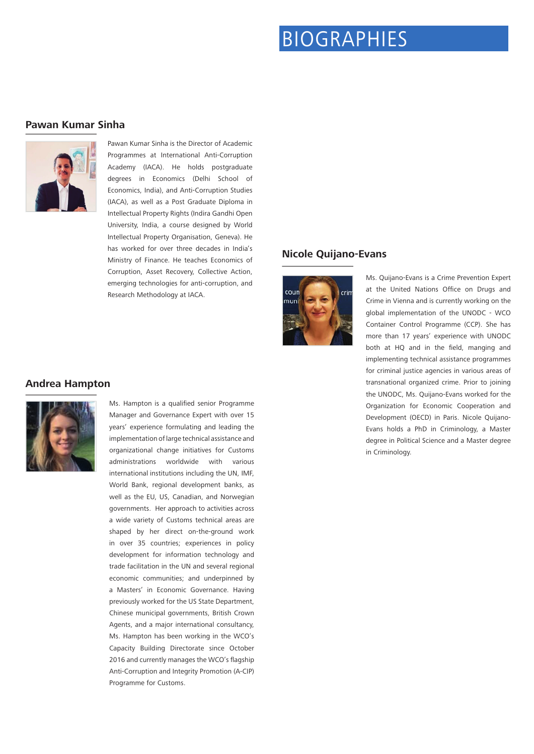# BIOGRAPHIES

## Pawan Kumar Sinha

Pawan Kumar Sinha is the Director of Academic Programmes at International Anti-Corruption Academy (IACA). He holds postgraduate degrees in Economics (Delhi School of Economics, India), and Anti-Corruption Studies (IACA), as well as a Post Graduate Diploma in Intellectual Property Rights (Indira Gandhi Open University, India, a course designed by World Intellectual Property Organisation, Geneva). He has worked for over three decades in India's Ministry of Finance. He teaches Economics of Corruption, Asset Recovery, Collective Action, emerging technologies for anti-corruption, and Research Methodology at IACA.

## Andrea Hampton

Ms. Hampton is a qualified senior Programme Manager and Governance Expert with over 15 years' experience formulating and leading the implementation of large technical assistance and organizational change initiatives for Customs administrations worldwide with various international institutions including the UN, IMF, World Bank, regional development banks, as well as the EU, US, Canadian, and Norwegian governments. Her approach to activities across a wide variety of Customs technical areas are shaped by her direct on-the-ground work in over 35 countries; experiences in policy development for information technology and trade facilitation in the UN and several regional economic communities; and underpinned by a Masters' in Economic Governance. Having previously worked for the US State Department, Chinese municipal governments, British Crown Agents, and a major international consultancy, Ms. Hampton has been working in the WCO's Capacity Building Directorate since October 2016 and currently manages the WCO's flagship Anti-Corruption and Integrity Promotion (A-CIP) Programme for Customs.

## Nicole Quijano-Evans

Ms. Quijano-Evans is a Crime Prevention Expert at the United Nations Office on Drugs and Crime in Vienna and is currently working on the global implementation of the UNODC - WCO Container Control Programme (CCP). She has more than 17 years' experience with UNODC both at HQ and in the field, manging and implementing technical assistance programmes for criminal justice agencies in various areas of transnational organized crime. Prior to joining the UNODC, Ms. Quijano-Evans worked for the Organization for Economic Cooperation and Development (OECD) in Paris. Nicole Quijano-Evans holds a PhD in Criminology, a Master degree in Political Science and a Master degree in Criminology.